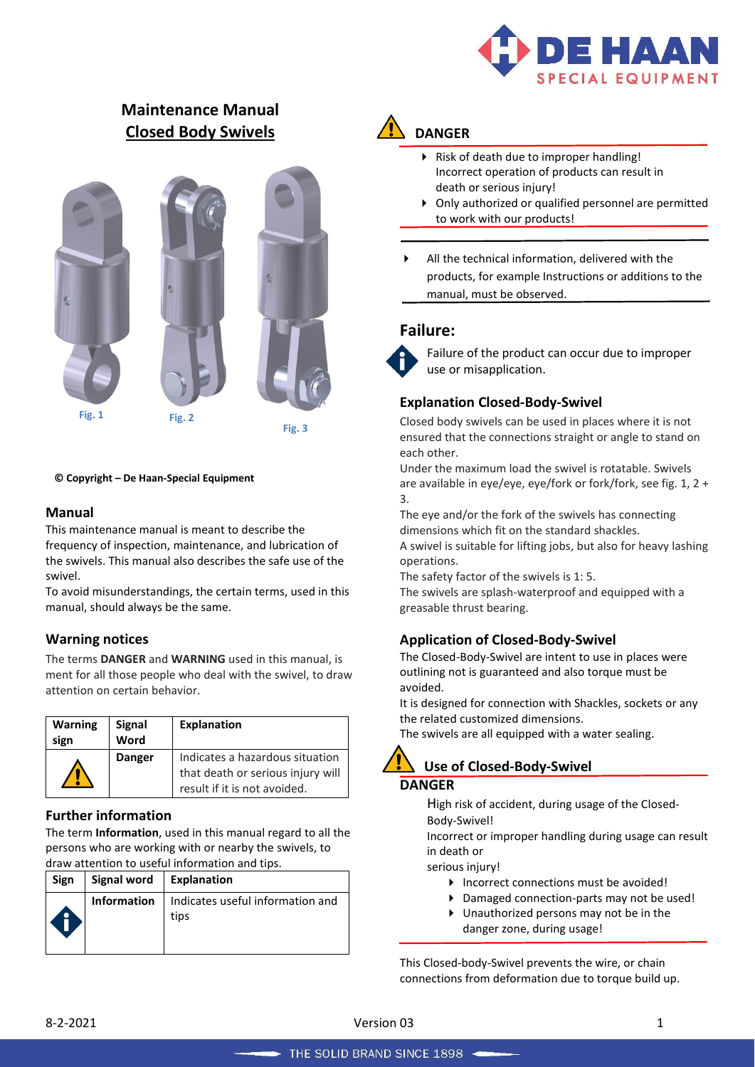# Maintenance Manual
## Closed Body Swivels

Fig. 1 Fig. 2 Fig. 3

**© Copyright – De Haan-Special Equipment**

### Manual

This maintenance manual is meant to describe the frequency of inspection, maintenance, and lubrication of the swivels. This manual also describes the safe use of the swivel.
To avoid misunderstandings, the certain terms, used in this manual, should always be the same.

### Warning notices

The terms **DANGER** and **WARNING** used in this manual, is ment for all those people who deal with the swivel, to draw attention on certain behavior.

| Warning sign | Signal Word | Explanation |
|---|---|---|
| ⚠ | Danger | Indicates a hazardous situation that death or serious injury will result if it is not avoided. |

### Further information

The term **Information**, used in this manual regard to all the persons who are working with or nearby the swivels, to draw attention to useful information and tips.

| Sign | Signal word | Explanation |
|---|---|---|
| ℹ | Information | Indicates useful information and tips |

### DANGER

- Risk of death due to improper handling! Incorrect operation of products can result in death or serious injury!
- Only authorized or qualified personnel are permitted to work with our products!

- All the technical information, delivered with the products, for example Instructions or additions to the manual, must be observed.

### Failure:

Failure of the product can occur due to improper use or misapplication.

### Explanation Closed-Body-Swivel

Closed body swivels can be used in places where it is not ensured that the connections straight or angle to stand on each other.
Under the maximum load the swivel is rotatable. Swivels are available in eye/eye, eye/fork or fork/fork, see fig. 1, 2 + 3.
The eye and/or the fork of the swivels has connecting dimensions which fit on the standard shackles.
A swivel is suitable for lifting jobs, but also for heavy lashing operations.
The safety factor of the swivels is 1: 5.
The swivels are splash-waterproof and equipped with a greasable thrust bearing.

### Application of Closed-Body-Swivel

The Closed-Body-Swivel are intent to use in places were outlining not is guaranteed and also torque must be avoided.
It is designed for connection with Shackles, sockets or any the related customized dimensions.
The swivels are all equipped with a water sealing.

### Use of Closed-Body-Swivel

**DANGER**

High risk of accident, during usage of the Closed-Body-Swivel!
Incorrect or improper handling during usage can result in death or
serious injury!

- Incorrect connections must be avoided!
- Damaged connection-parts may not be used!
- Unauthorized persons may not be in the danger zone, during usage!

This Closed-body-Swivel prevents the wire, or chain connections from deformation due to torque build up.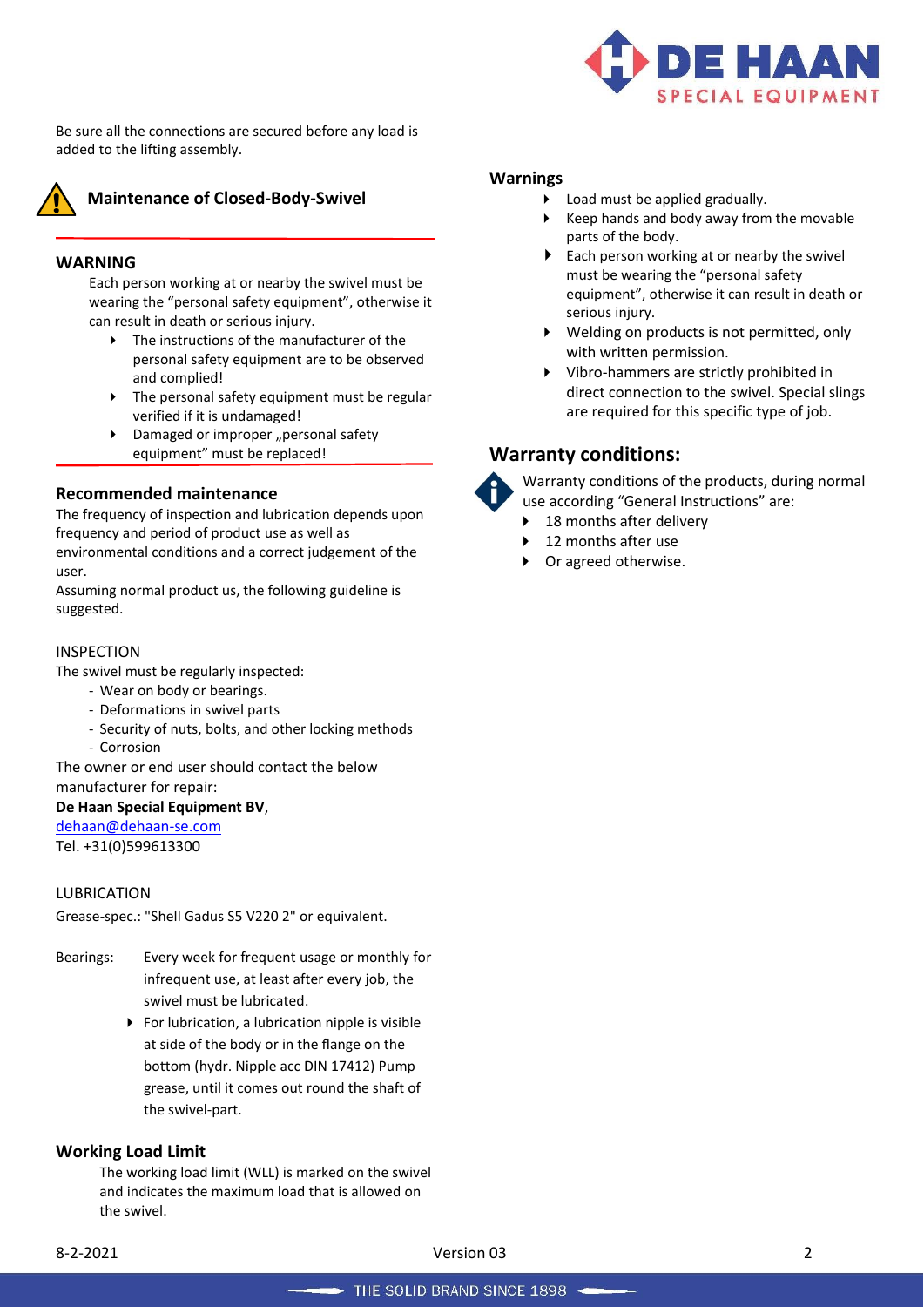Be sure all the connections are secured before any load is added to the lifting assembly.

## Maintenance of Closed-Body-Swivel

### WARNING

Each person working at or nearby the swivel must be wearing the “personal safety equipment”, otherwise it can result in death or serious injury.

- The instructions of the manufacturer of the personal safety equipment are to be observed and complied!
- The personal safety equipment must be regular verified if it is undamaged!
- Damaged or improper „personal safety equipment” must be replaced!

### Recommended maintenance

The frequency of inspection and lubrication depends upon frequency and period of product use as well as environmental conditions and a correct judgement of the user.
Assuming normal product us, the following guideline is suggested.

INSPECTION

The swivel must be regularly inspected:

- Wear on body or bearings.
- Deformations in swivel parts
- Security of nuts, bolts, and other locking methods
- Corrosion

The owner or end user should contact the below manufacturer for repair:

**De Haan Special Equipment BV**,
dehaan@dehaan-se.com
Tel. +31(0)599613300

LUBRICATION

Grease-spec.: "Shell Gadus S5 V220 2" or equivalent.

Bearings: Every week for frequent usage or monthly for infrequent use, at least after every job, the swivel must be lubricated.

- For lubrication, a lubrication nipple is visible at side of the body or in the flange on the bottom (hydr. Nipple acc DIN 17412) Pump grease, until it comes out round the shaft of the swivel-part.

### Working Load Limit

The working load limit (WLL) is marked on the swivel and indicates the maximum load that is allowed on the swivel.

### Warnings

- Load must be applied gradually.
- Keep hands and body away from the movable parts of the body.
- Each person working at or nearby the swivel must be wearing the “personal safety equipment”, otherwise it can result in death or serious injury.
- Welding on products is not permitted, only with written permission.
- Vibro-hammers are strictly prohibited in direct connection to the swivel. Special slings are required for this specific type of job.

## Warranty conditions:

Warranty conditions of the products, during normal use according “General Instructions” are:

- 18 months after delivery
- 12 months after use
- Or agreed otherwise.